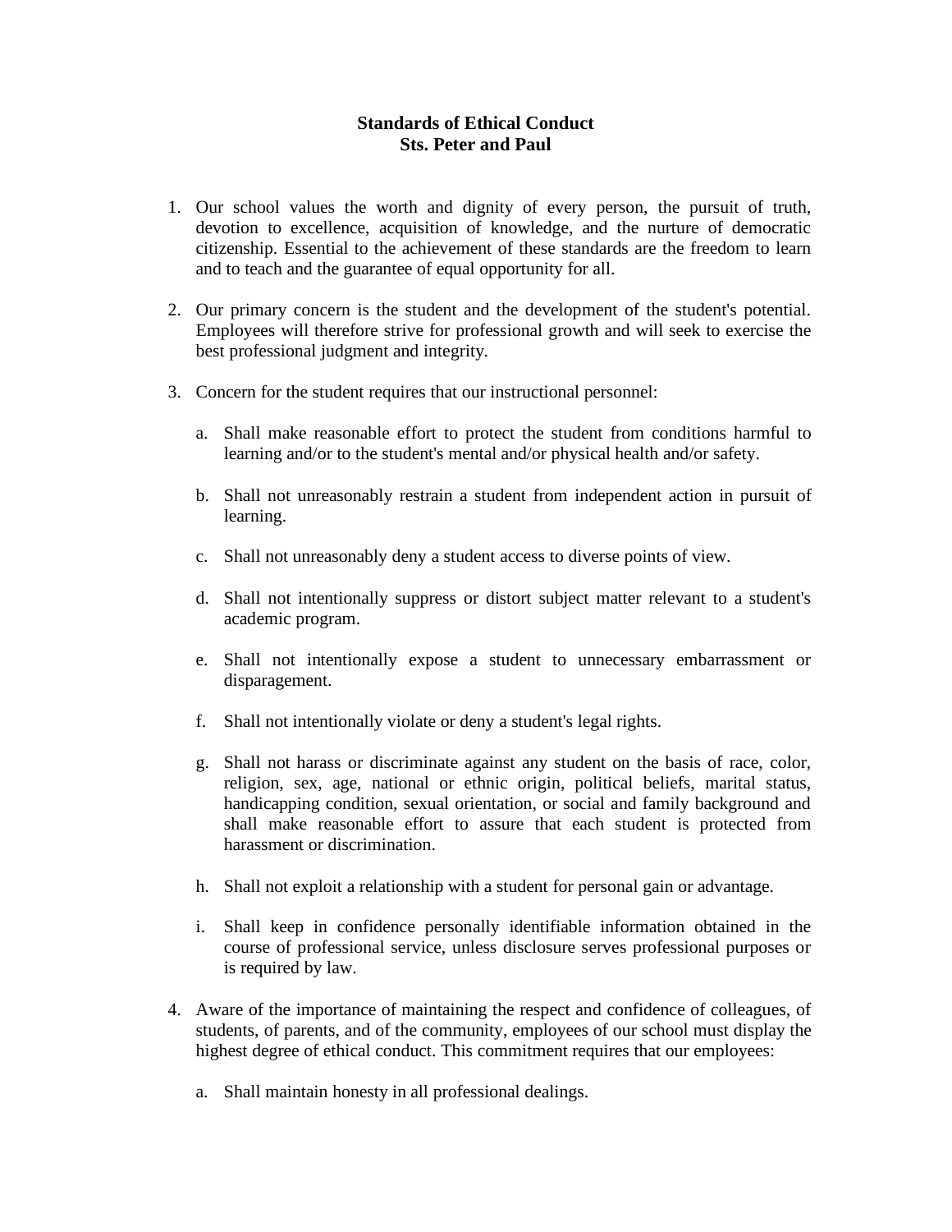# Standards of Ethical Conduct
# Sts. Peter and Paul

1. Our school values the worth and dignity of every person, the pursuit of truth, devotion to excellence, acquisition of knowledge, and the nurture of democratic citizenship. Essential to the achievement of these standards are the freedom to learn and to teach and the guarantee of equal opportunity for all.

2. Our primary concern is the student and the development of the student's potential. Employees will therefore strive for professional growth and will seek to exercise the best professional judgment and integrity.

3. Concern for the student requires that our instructional personnel:

   a. Shall make reasonable effort to protect the student from conditions harmful to learning and/or to the student's mental and/or physical health and/or safety.

   b. Shall not unreasonably restrain a student from independent action in pursuit of learning.

   c. Shall not unreasonably deny a student access to diverse points of view.

   d. Shall not intentionally suppress or distort subject matter relevant to a student's academic program.

   e. Shall not intentionally expose a student to unnecessary embarrassment or disparagement.

   f. Shall not intentionally violate or deny a student's legal rights.

   g. Shall not harass or discriminate against any student on the basis of race, color, religion, sex, age, national or ethnic origin, political beliefs, marital status, handicapping condition, sexual orientation, or social and family background and shall make reasonable effort to assure that each student is protected from harassment or discrimination.

   h. Shall not exploit a relationship with a student for personal gain or advantage.

   i. Shall keep in confidence personally identifiable information obtained in the course of professional service, unless disclosure serves professional purposes or is required by law.

4. Aware of the importance of maintaining the respect and confidence of colleagues, of students, of parents, and of the community, employees of our school must display the highest degree of ethical conduct. This commitment requires that our employees:

   a. Shall maintain honesty in all professional dealings.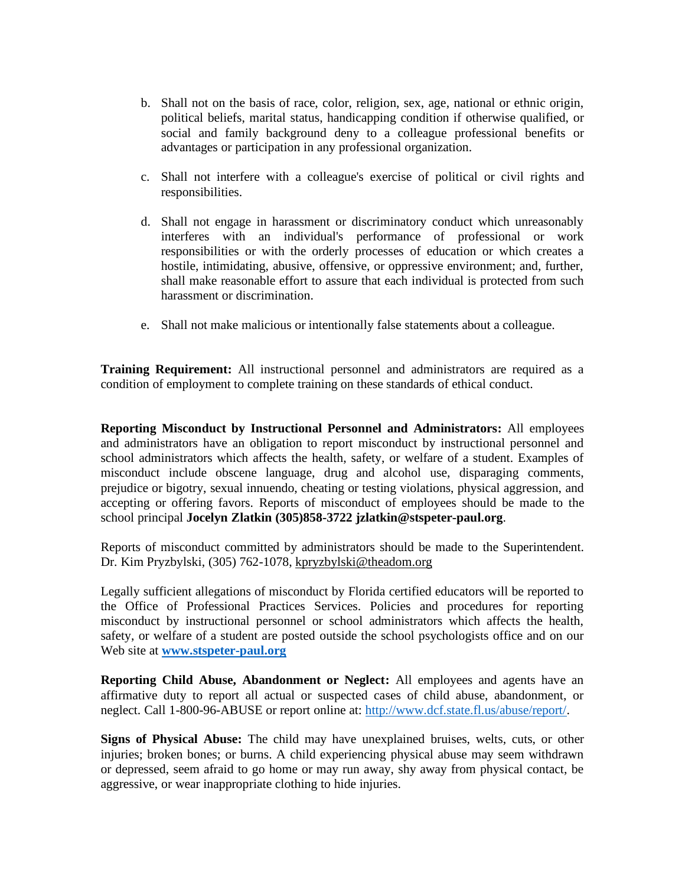b. Shall not on the basis of race, color, religion, sex, age, national or ethnic origin, political beliefs, marital status, handicapping condition if otherwise qualified, or social and family background deny to a colleague professional benefits or advantages or participation in any professional organization.

c. Shall not interfere with a colleague's exercise of political or civil rights and responsibilities.

d. Shall not engage in harassment or discriminatory conduct which unreasonably interferes with an individual's performance of professional or work responsibilities or with the orderly processes of education or which creates a hostile, intimidating, abusive, offensive, or oppressive environment; and, further, shall make reasonable effort to assure that each individual is protected from such harassment or discrimination.

e. Shall not make malicious or intentionally false statements about a colleague.

**Training Requirement:** All instructional personnel and administrators are required as a condition of employment to complete training on these standards of ethical conduct.

**Reporting Misconduct by Instructional Personnel and Administrators:** All employees and administrators have an obligation to report misconduct by instructional personnel and school administrators which affects the health, safety, or welfare of a student. Examples of misconduct include obscene language, drug and alcohol use, disparaging comments, prejudice or bigotry, sexual innuendo, cheating or testing violations, physical aggression, and accepting or offering favors. Reports of misconduct of employees should be made to the school principal **Jocelyn Zlatkin (305)858-3722 jzlatkin@stspeter-paul.org**.

Reports of misconduct committed by administrators should be made to the Superintendent. Dr. Kim Pryzbylski, (305) 762-1078, kpryzbylski@theadom.org

Legally sufficient allegations of misconduct by Florida certified educators will be reported to the Office of Professional Practices Services. Policies and procedures for reporting misconduct by instructional personnel or school administrators which affects the health, safety, or welfare of a student are posted outside the school psychologists office and on our Web site at **www.stspeter-paul.org**

**Reporting Child Abuse, Abandonment or Neglect:** All employees and agents have an affirmative duty to report all actual or suspected cases of child abuse, abandonment, or neglect. Call 1-800-96-ABUSE or report online at: http://www.dcf.state.fl.us/abuse/report/.

**Signs of Physical Abuse:** The child may have unexplained bruises, welts, cuts, or other injuries; broken bones; or burns. A child experiencing physical abuse may seem withdrawn or depressed, seem afraid to go home or may run away, shy away from physical contact, be aggressive, or wear inappropriate clothing to hide injuries.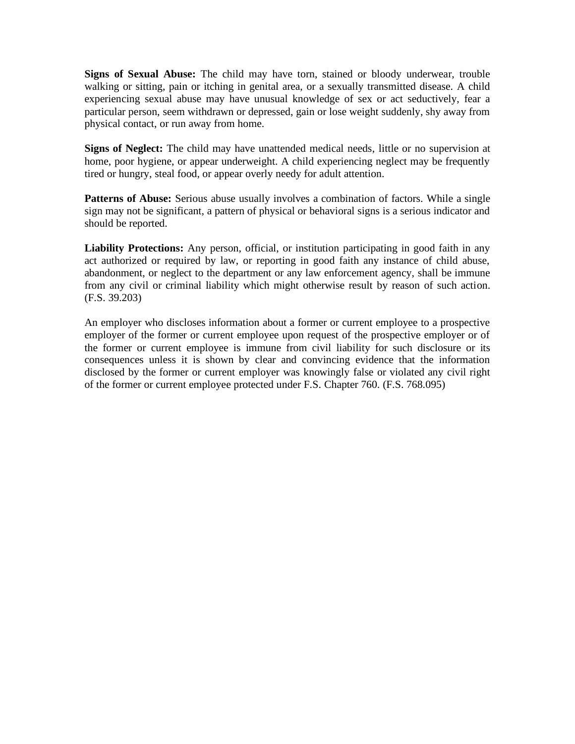**Signs of Sexual Abuse:** The child may have torn, stained or bloody underwear, trouble walking or sitting, pain or itching in genital area, or a sexually transmitted disease. A child experiencing sexual abuse may have unusual knowledge of sex or act seductively, fear a particular person, seem withdrawn or depressed, gain or lose weight suddenly, shy away from physical contact, or run away from home.

**Signs of Neglect:** The child may have unattended medical needs, little or no supervision at home, poor hygiene, or appear underweight. A child experiencing neglect may be frequently tired or hungry, steal food, or appear overly needy for adult attention.

**Patterns of Abuse:** Serious abuse usually involves a combination of factors. While a single sign may not be significant, a pattern of physical or behavioral signs is a serious indicator and should be reported.

**Liability Protections:** Any person, official, or institution participating in good faith in any act authorized or required by law, or reporting in good faith any instance of child abuse, abandonment, or neglect to the department or any law enforcement agency, shall be immune from any civil or criminal liability which might otherwise result by reason of such action. (F.S. 39.203)

An employer who discloses information about a former or current employee to a prospective employer of the former or current employee upon request of the prospective employer or of the former or current employee is immune from civil liability for such disclosure or its consequences unless it is shown by clear and convincing evidence that the information disclosed by the former or current employer was knowingly false or violated any civil right of the former or current employee protected under F.S. Chapter 760. (F.S. 768.095)